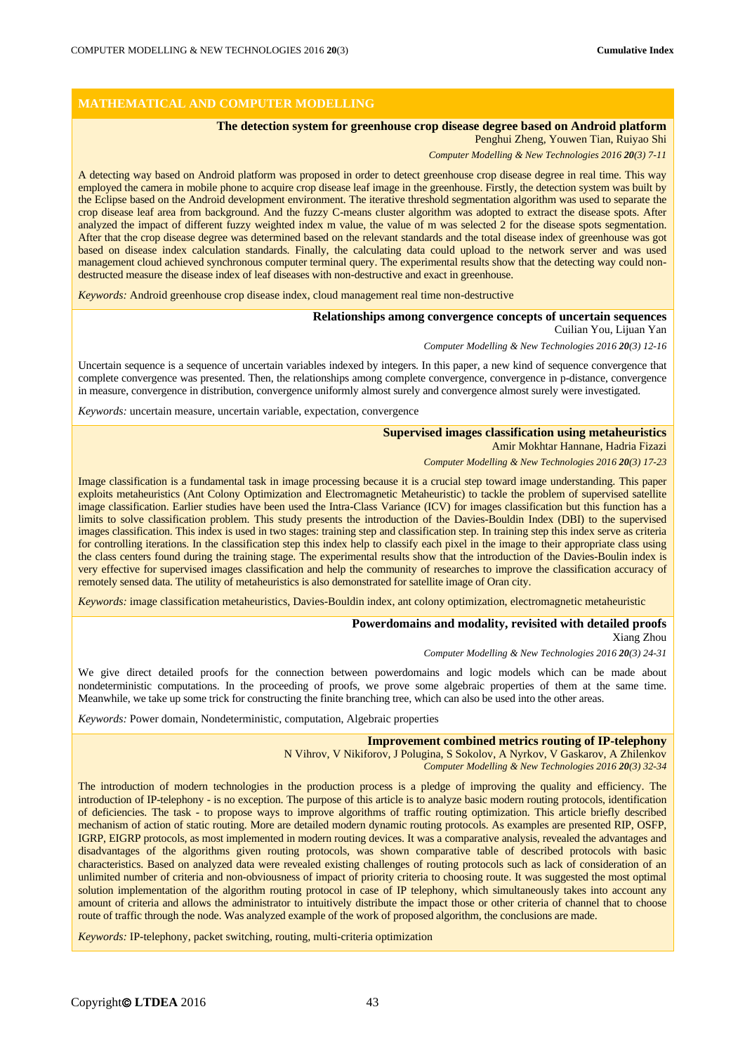## MATHEMATICAL AND COMPUTER MODELLING

### The detection system for greenhouse crop disease degree based on Android platform

Penghui Zheng, Youwen Tian, Ruiyao Shi

*Computer Modelling & New Technologies 2016* ***20****(3) 7-11*

A detecting way based on Android platform was proposed in order to detect greenhouse crop disease degree in real time. This way employed the camera in mobile phone to acquire crop disease leaf image in the greenhouse. Firstly, the detection system was built by the Eclipse based on the Android development environment. The iterative threshold segmentation algorithm was used to separate the crop disease leaf area from background. And the fuzzy C-means cluster algorithm was adopted to extract the disease spots. After analyzed the impact of different fuzzy weighted index m value, the value of m was selected 2 for the disease spots segmentation. After that the crop disease degree was determined based on the relevant standards and the total disease index of greenhouse was got based on disease index calculation standards. Finally, the calculating data could upload to the network server and was used management cloud achieved synchronous computer terminal query. The experimental results show that the detecting way could non-destructed measure the disease index of leaf diseases with non-destructive and exact in greenhouse.

*Keywords:* Android greenhouse crop disease index, cloud management real time non-destructive

### Relationships among convergence concepts of uncertain sequences

Cuilian You, Lijuan Yan

*Computer Modelling & New Technologies 2016* ***20****(3) 12-16*

Uncertain sequence is a sequence of uncertain variables indexed by integers. In this paper, a new kind of sequence convergence that complete convergence was presented. Then, the relationships among complete convergence, convergence in p-distance, convergence in measure, convergence in distribution, convergence uniformly almost surely and convergence almost surely were investigated.

*Keywords:* uncertain measure, uncertain variable, expectation, convergence

### Supervised images classification using metaheuristics

Amir Mokhtar Hannane, Hadria Fizazi

*Computer Modelling & New Technologies 2016* ***20****(3) 17-23*

Image classification is a fundamental task in image processing because it is a crucial step toward image understanding. This paper exploits metaheuristics (Ant Colony Optimization and Electromagnetic Metaheuristic) to tackle the problem of supervised satellite image classification. Earlier studies have been used the Intra-Class Variance (ICV) for images classification but this function has a limits to solve classification problem. This study presents the introduction of the Davies-Bouldin Index (DBI) to the supervised images classification. This index is used in two stages: training step and classification step. In training step this index serve as criteria for controlling iterations. In the classification step this index help to classify each pixel in the image to their appropriate class using the class centers found during the training stage. The experimental results show that the introduction of the Davies-Boulin index is very effective for supervised images classification and help the community of researches to improve the classification accuracy of remotely sensed data. The utility of metaheuristics is also demonstrated for satellite image of Oran city.

*Keywords:* image classification metaheuristics, Davies-Bouldin index, ant colony optimization, electromagnetic metaheuristic

### Powerdomains and modality, revisited with detailed proofs

Xiang Zhou

*Computer Modelling & New Technologies 2016* ***20****(3) 24-31*

We give direct detailed proofs for the connection between powerdomains and logic models which can be made about nondeterministic computations. In the proceeding of proofs, we prove some algebraic properties of them at the same time. Meanwhile, we take up some trick for constructing the finite branching tree, which can also be used into the other areas.

*Keywords:* Power domain, Nondeterministic, computation, Algebraic properties

### Improvement combined metrics routing of IP-telephony

N Vihrov, V Nikiforov, J Polugina, S Sokolov, A Nyrkov, V Gaskarov, A Zhilenkov

*Computer Modelling & New Technologies 2016* ***20****(3) 32-34*

The introduction of modern technologies in the production process is a pledge of improving the quality and efficiency. The introduction of IP-telephony - is no exception. The purpose of this article is to analyze basic modern routing protocols, identification of deficiencies. The task - to propose ways to improve algorithms of traffic routing optimization. This article briefly described mechanism of action of static routing. More are detailed modern dynamic routing protocols. As examples are presented RIP, OSFP, IGRP, EIGRP protocols, as most implemented in modern routing devices. It was a comparative analysis, revealed the advantages and disadvantages of the algorithms given routing protocols, was shown comparative table of described protocols with basic characteristics. Based on analyzed data were revealed existing challenges of routing protocols such as lack of consideration of an unlimited number of criteria and non-obviousness of impact of priority criteria to choosing route. It was suggested the most optimal solution implementation of the algorithm routing protocol in case of IP telephony, which simultaneously takes into account any amount of criteria and allows the administrator to intuitively distribute the impact those or other criteria of channel that to choose route of traffic through the node. Was analyzed example of the work of proposed algorithm, the conclusions are made.

*Keywords:* IP-telephony, packet switching, routing, multi-criteria optimization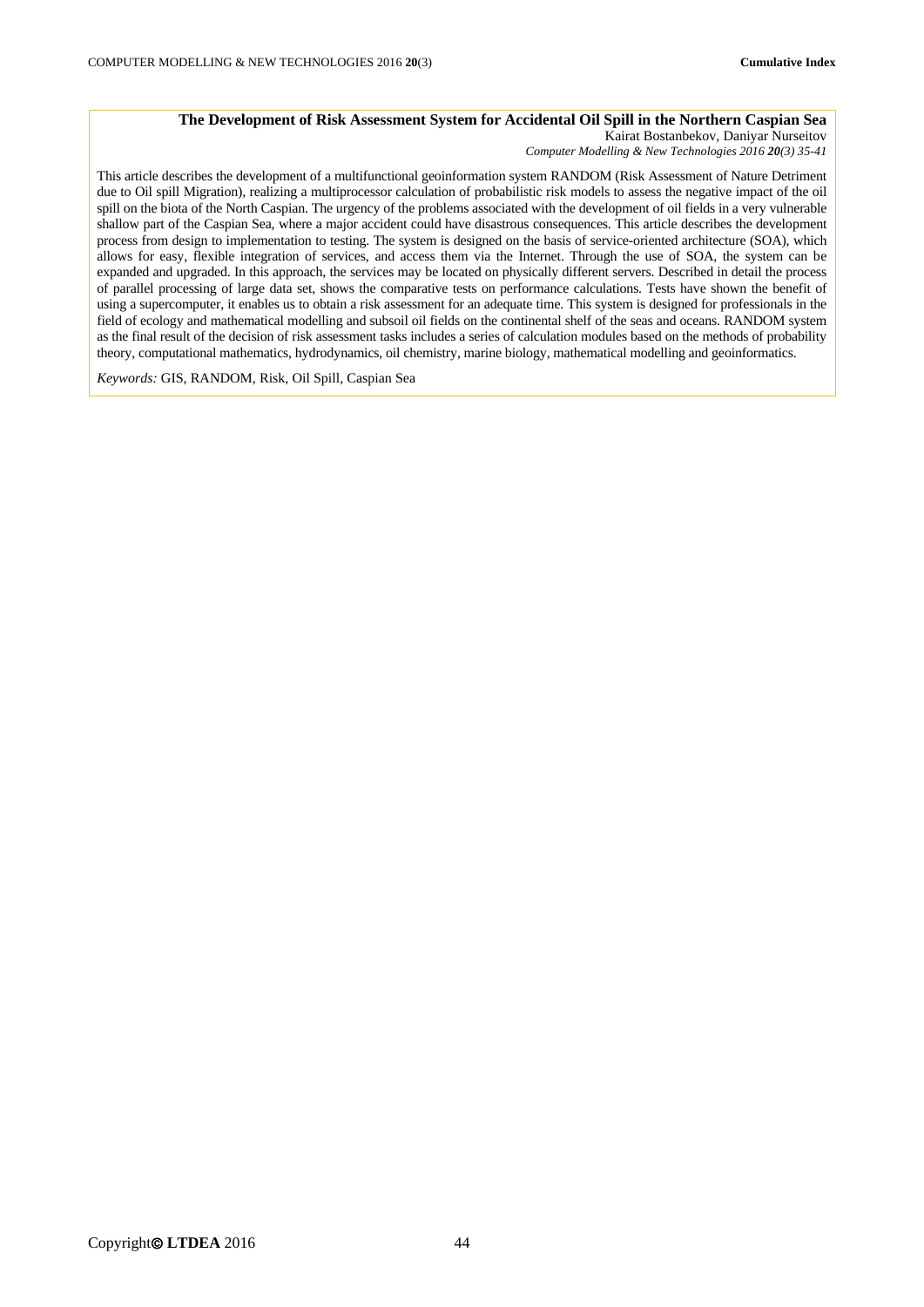**The Development of Risk Assessment System for Accidental Oil Spill in the Northern Caspian Sea**

Kairat Bostanbekov, Daniyar Nurseitov

*Computer Modelling & New Technologies 2016 **20**(3) 35-41*

This article describes the development of a multifunctional geoinformation system RANDOM (Risk Assessment of Nature Detriment due to Oil spill Migration), realizing a multiprocessor calculation of probabilistic risk models to assess the negative impact of the oil spill on the biota of the North Caspian. The urgency of the problems associated with the development of oil fields in a very vulnerable shallow part of the Caspian Sea, where a major accident could have disastrous consequences. This article describes the development process from design to implementation to testing. The system is designed on the basis of service-oriented architecture (SOA), which allows for easy, flexible integration of services, and access them via the Internet. Through the use of SOA, the system can be expanded and upgraded. In this approach, the services may be located on physically different servers. Described in detail the process of parallel processing of large data set, shows the comparative tests on performance calculations. Tests have shown the benefit of using a supercomputer, it enables us to obtain a risk assessment for an adequate time. This system is designed for professionals in the field of ecology and mathematical modelling and subsoil oil fields on the continental shelf of the seas and oceans. RANDOM system as the final result of the decision of risk assessment tasks includes a series of calculation modules based on the methods of probability theory, computational mathematics, hydrodynamics, oil chemistry, marine biology, mathematical modelling and geoinformatics.

*Keywords:* GIS, RANDOM, Risk, Oil Spill, Caspian Sea